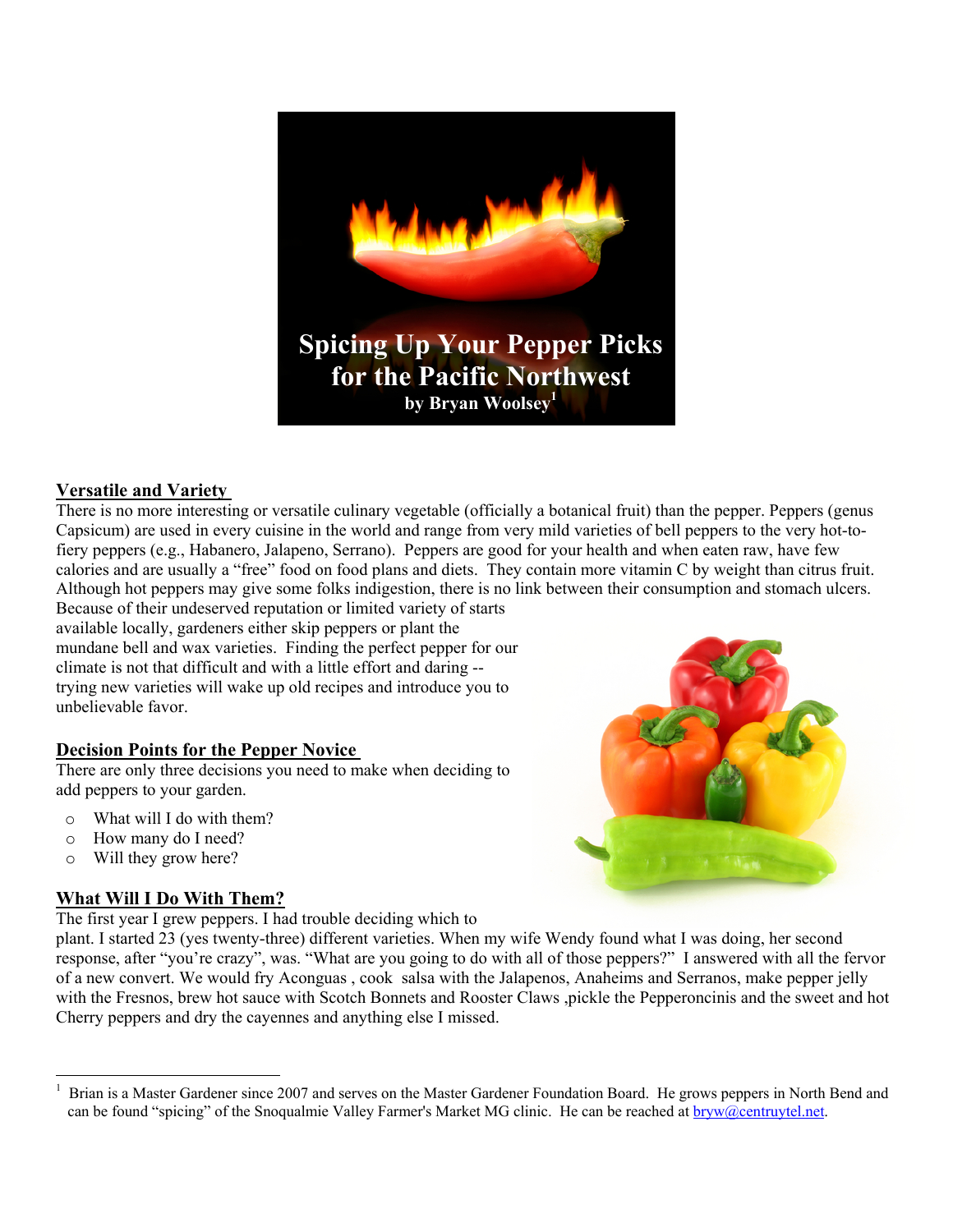# Spicing Up Your Pepper Picks for the Pacific Northwest

**by Bryan Woolsey[1]**

## Versatile and Variety

There is no more interesting or versatile culinary vegetable (officially a botanical fruit) than the pepper. Peppers (genus Capsicum) are used in every cuisine in the world and range from very mild varieties of bell peppers to the very hot-to-fiery peppers (e.g., Habanero, Jalapeno, Serrano). Peppers are good for your health and when eaten raw, have few calories and are usually a "free" food on food plans and diets. They contain more vitamin C by weight than citrus fruit. Although hot peppers may give some folks indigestion, there is no link between their consumption and stomach ulcers. Because of their undeserved reputation or limited variety of starts available locally, gardeners either skip peppers or plant the mundane bell and wax varieties. Finding the perfect pepper for our climate is not that difficult and with a little effort and daring -- trying new varieties will wake up old recipes and introduce you to unbelievable favor.

## Decision Points for the Pepper Novice

There are only three decisions you need to make when deciding to add peppers to your garden.

- What will I do with them?
- How many do I need?
- Will they grow here?

## What Will I Do With Them?

The first year I grew peppers. I had trouble deciding which to plant. I started 23 (yes twenty-three) different varieties. When my wife Wendy found what I was doing, her second response, after "you're crazy", was. "What are you going to do with all of those peppers?" I answered with all the fervor of a new convert. We would fry Aconguas , cook salsa with the Jalapenos, Anaheims and Serranos, make pepper jelly with the Fresnos, brew hot sauce with Scotch Bonnets and Rooster Claws ,pickle the Pepperoncinis and the sweet and hot Cherry peppers and dry the cayennes and anything else I missed.

---

[1] Brian is a Master Gardener since 2007 and serves on the Master Gardener Foundation Board. He grows peppers in North Bend and can be found "spicing" of the Snoqualmie Valley Farmer's Market MG clinic. He can be reached at bryw@centruytel.net.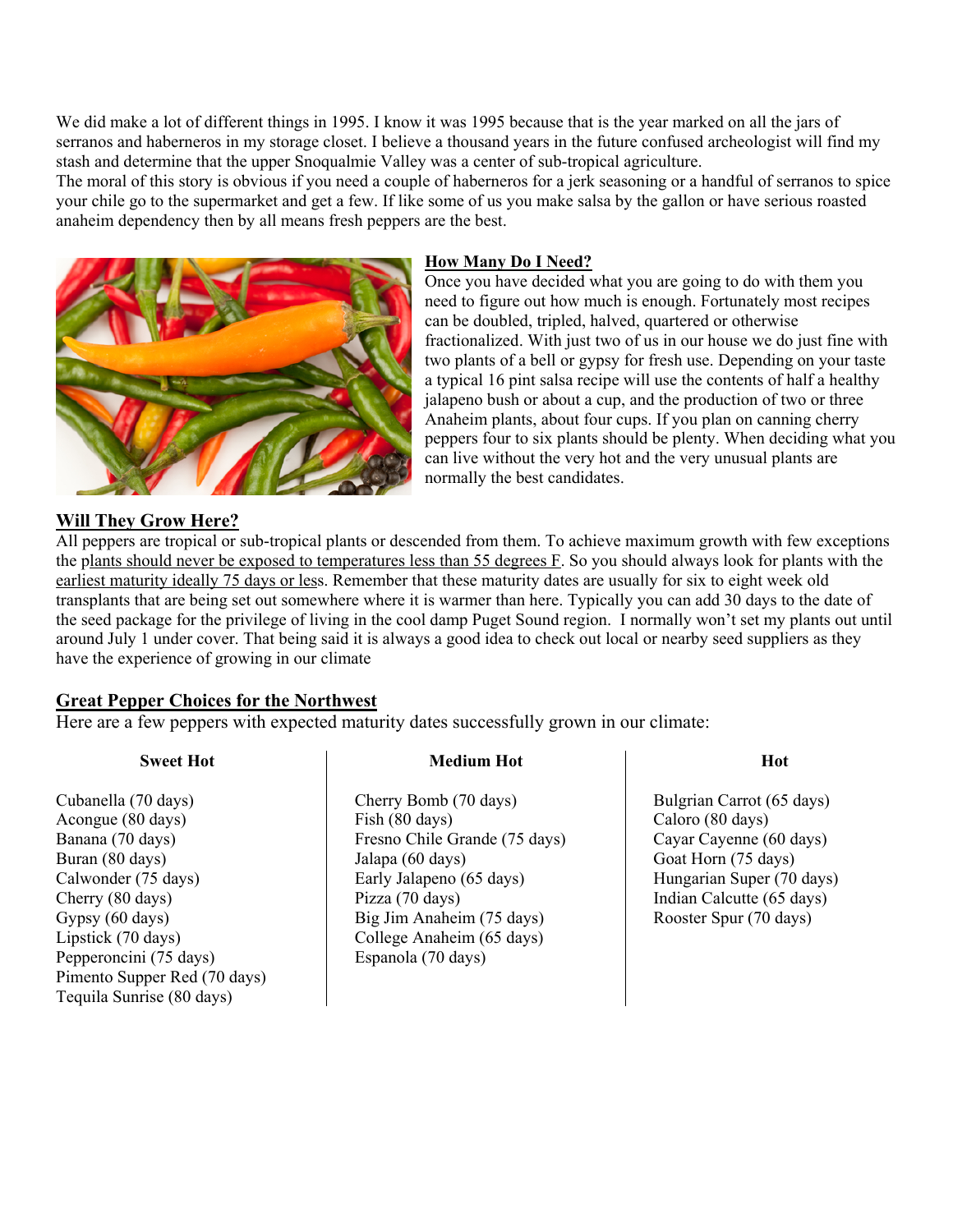We did make a lot of different things in 1995. I know it was 1995 because that is the year marked on all the jars of serranos and haberneros in my storage closet. I believe a thousand years in the future confused archeologist will find my stash and determine that the upper Snoqualmie Valley was a center of sub-tropical agriculture.

The moral of this story is obvious if you need a couple of haberneros for a jerk seasoning or a handful of serranos to spice your chile go to the supermarket and get a few. If like some of us you make salsa by the gallon or have serious roasted anaheim dependency then by all means fresh peppers are the best.

## How Many Do I Need?

Once you have decided what you are going to do with them you need to figure out how much is enough. Fortunately most recipes can be doubled, tripled, halved, quartered or otherwise fractionalized. With just two of us in our house we do just fine with two plants of a bell or gypsy for fresh use. Depending on your taste a typical 16 pint salsa recipe will use the contents of half a healthy jalapeno bush or about a cup, and the production of two or three Anaheim plants, about four cups. If you plan on canning cherry peppers four to six plants should be plenty. When deciding what you can live without the very hot and the very unusual plants are normally the best candidates.

## Will They Grow Here?

All peppers are tropical or sub-tropical plants or descended from them. To achieve maximum growth with few exceptions the plants should never be exposed to temperatures less than 55 degrees F. So you should always look for plants with the earliest maturity ideally 75 days or less. Remember that these maturity dates are usually for six to eight week old transplants that are being set out somewhere where it is warmer than here. Typically you can add 30 days to the date of the seed package for the privilege of living in the cool damp Puget Sound region. I normally won't set my plants out until around July 1 under cover. That being said it is always a good idea to check out local or nearby seed suppliers as they have the experience of growing in our climate

## Great Pepper Choices for the Northwest

Here are a few peppers with expected maturity dates successfully grown in our climate:

| Sweet Hot | Medium Hot | Hot |
|---|---|---|
| Cubanella (70 days) | Cherry Bomb (70 days) | Bulgrian Carrot (65 days) |
| Acongue (80 days) | Fish (80 days) | Caloro (80 days) |
| Banana (70 days) | Fresno Chile Grande (75 days) | Cayar Cayenne (60 days) |
| Buran (80 days) | Jalapa (60 days) | Goat Horn (75 days) |
| Calwonder (75 days) | Early Jalapeno (65 days) | Hungarian Super (70 days) |
| Cherry (80 days) | Pizza (70 days) | Indian Calcutte (65 days) |
| Gypsy (60 days) | Big Jim Anaheim (75 days) | Rooster Spur (70 days) |
| Lipstick (70 days) | College Anaheim (65 days) | |
| Pepperoncini (75 days) | Espanola (70 days) | |
| Pimento Supper Red (70 days) | | |
| Tequila Sunrise (80 days) | | |